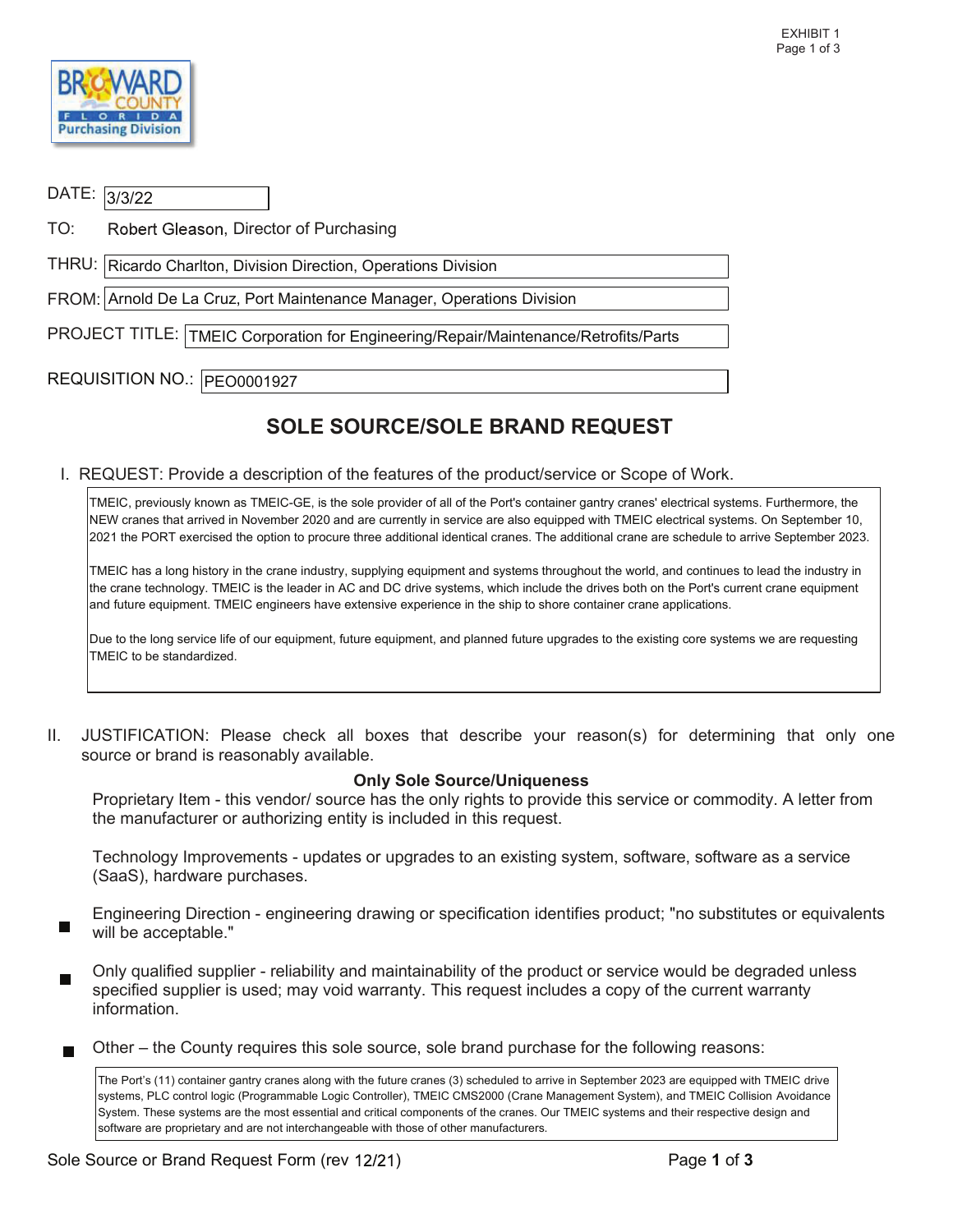EXHIBIT 1

**Broward County Florida Purchasing Division**

DATE: 3/3/22

TO: Robert Gleason, Director of Purchasing

THRU: Ricardo Charlton, Division Direction, Operations Division

FROM: Arnold De La Cruz, Port Maintenance Manager, Operations Division

PROJECT TITLE: TMEIC Corporation for Engineering/Repair/Maintenance/Retrofits/Parts

REQUISITION NO.: PEO0001927

# SOLE SOURCE/SOLE BRAND REQUEST

I. REQUEST: Provide a description of the features of the product/service or Scope of Work.

TMEIC, previously known as TMEIC-GE, is the sole provider of all of the Port's container gantry cranes' electrical systems. Furthermore, the NEW cranes that arrived in November 2020 and are currently in service are also equipped with TMEIC electrical systems. On September 10, 2021 the PORT exercised the option to procure three additional identical cranes. The additional crane are schedule to arrive September 2023.

TMEIC has a long history in the crane industry, supplying equipment and systems throughout the world, and continues to lead the industry in the crane technology. TMEIC is the leader in AC and DC drive systems, which include the drives both on the Port's current crane equipment and future equipment. TMEIC engineers have extensive experience in the ship to shore container crane applications.

Due to the long service life of our equipment, future equipment, and planned future upgrades to the existing core systems we are requesting TMEIC to be standardized.

II. JUSTIFICATION: Please check all boxes that describe your reason(s) for determining that only one source or brand is reasonably available.

**Only Sole Source/Uniqueness**

- [ ] Proprietary Item - this vendor/ source has the only rights to provide this service or commodity. A letter from the manufacturer or authorizing entity is included in this request.

- [ ] Technology Improvements - updates or upgrades to an existing system, software, software as a service (SaaS), hardware purchases.

- [x] Engineering Direction - engineering drawing or specification identifies product; "no substitutes or equivalents will be acceptable."

- [x] Only qualified supplier - reliability and maintainability of the product or service would be degraded unless specified supplier is used; may void warranty. This request includes a copy of the current warranty information.

- [x] Other – the County requires this sole source, sole brand purchase for the following reasons:

The Port's (11) container gantry cranes along with the future cranes (3) scheduled to arrive in September 2023 are equipped with TMEIC drive systems, PLC control logic (Programmable Logic Controller), TMEIC CMS2000 (Crane Management System), and TMEIC Collision Avoidance System. These systems are the most essential and critical components of the cranes. Our TMEIC systems and their respective design and software are proprietary and are not interchangeable with those of other manufacturers.

Sole Source or Brand Request Form (rev 12/21)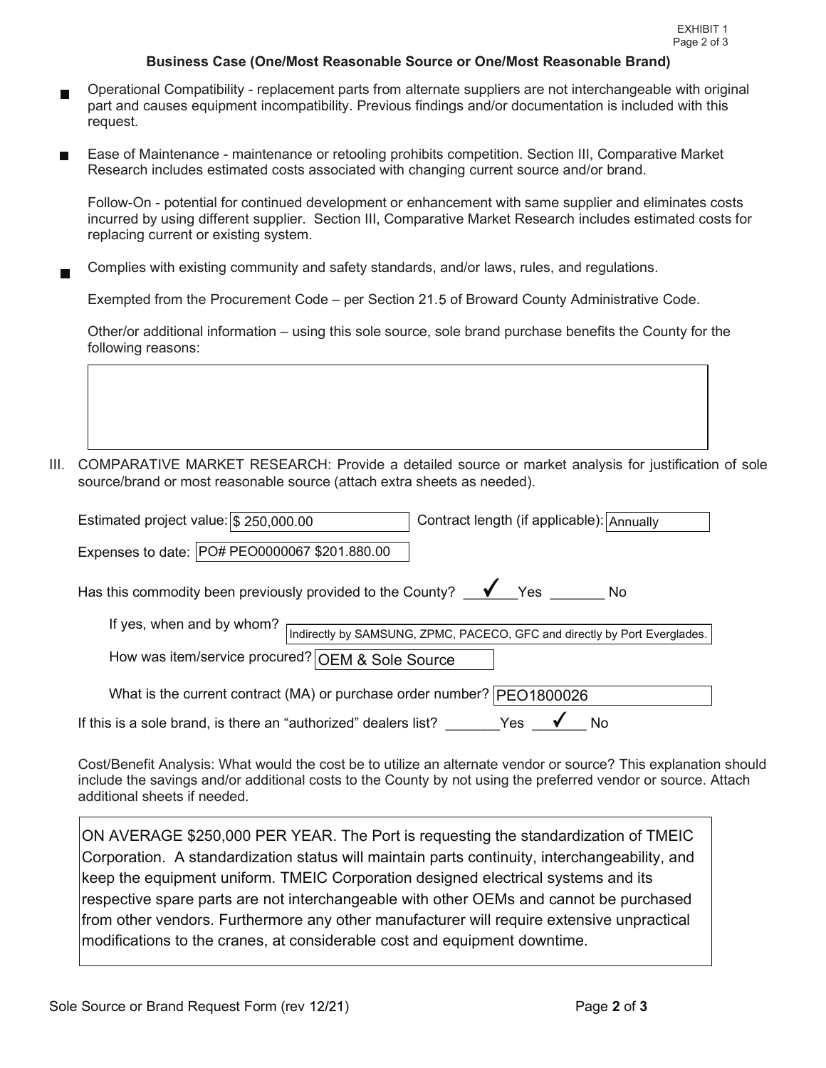### Business Case (One/Most Reasonable Source or One/Most Reasonable Brand)

- ■ Operational Compatibility - replacement parts from alternate suppliers are not interchangeable with original part and causes equipment incompatibility. Previous findings and/or documentation is included with this request.

- ■ Ease of Maintenance - maintenance or retooling prohibits competition. Section III, Comparative Market Research includes estimated costs associated with changing current source and/or brand.

  Follow-On - potential for continued development or enhancement with same supplier and eliminates costs incurred by using different supplier. Section III, Comparative Market Research includes estimated costs for replacing current or existing system.

- ■ Complies with existing community and safety standards, and/or laws, rules, and regulations.

  Exempted from the Procurement Code – per Section 21.5 of Broward County Administrative Code.

  Other/or additional information – using this sole source, sole brand purchase benefits the County for the following reasons:

III. COMPARATIVE MARKET RESEARCH: Provide a detailed source or market analysis for justification of sole source/brand or most reasonable source (attach extra sheets as needed).

Estimated project value: $ 250,000.00 Contract length (if applicable): Annually

Expenses to date: PO# PEO0000067 $201.880.00

Has this commodity been previously provided to the County? ✓ Yes ___ No

If yes, when and by whom? Indirectly by SAMSUNG, ZPMC, PACECO, GFC and directly by Port Everglades.

How was item/service procured? OEM & Sole Source

What is the current contract (MA) or purchase order number? PEO1800026

If this is a sole brand, is there an "authorized" dealers list? ___ Yes ✓ No

Cost/Benefit Analysis: What would the cost be to utilize an alternate vendor or source? This explanation should include the savings and/or additional costs to the County by not using the preferred vendor or source. Attach additional sheets if needed.

ON AVERAGE $250,000 PER YEAR. The Port is requesting the standardization of TMEIC Corporation. A standardization status will maintain parts continuity, interchangeability, and keep the equipment uniform. TMEIC Corporation designed electrical systems and its respective spare parts are not interchangeable with other OEMs and cannot be purchased from other vendors. Furthermore any other manufacturer will require extensive unpractical modifications to the cranes, at considerable cost and equipment downtime.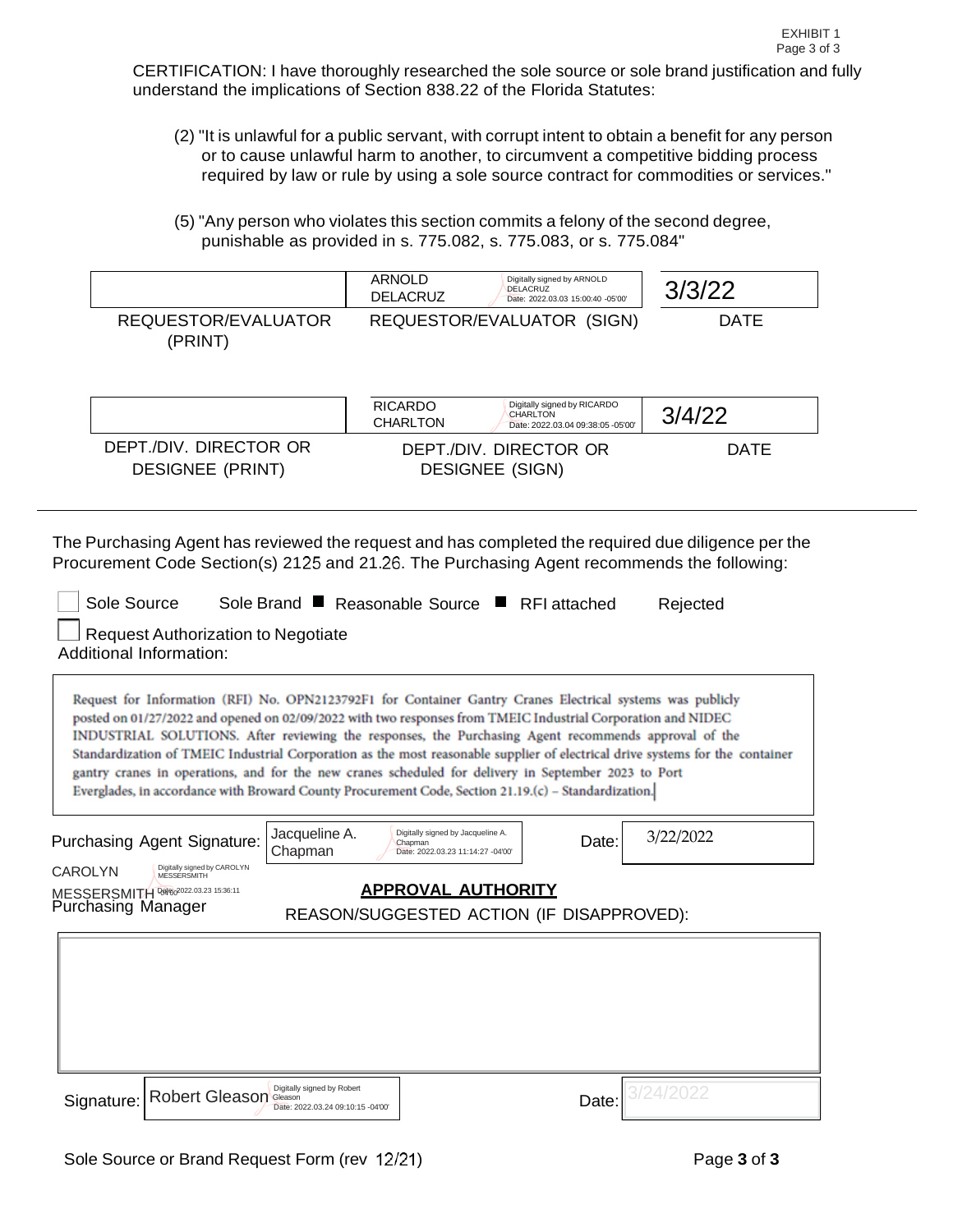EXHIBIT 1

CERTIFICATION: I have thoroughly researched the sole source or sole brand justification and fully understand the implications of Section 838.22 of the Florida Statutes:

(2) "It is unlawful for a public servant, with corrupt intent to obtain a benefit for any person or to cause unlawful harm to another, to circumvent a competitive bidding process required by law or rule by using a sole source contract for commodities or services."

(5) "Any person who violates this section commits a felony of the second degree, punishable as provided in s. 775.082, s. 775.083, or s. 775.084"

| REQUESTOR/EVALUATOR (PRINT) | REQUESTOR/EVALUATOR (SIGN) | DATE |
|---|---|---|
| | ARNOLD DELACRUZ (Digitally signed by ARNOLD DELACRUZ Date: 2022.03.03 15:00:40 -05'00') | 3/3/22 |

| DEPT./DIV. DIRECTOR OR DESIGNEE (PRINT) | DEPT./DIV. DIRECTOR OR DESIGNEE (SIGN) | DATE |
|---|---|---|
| | RICARDO CHARLTON (Digitally signed by RICARDO CHARLTON Date: 2022.03.04 09:38:05 -05'00') | 3/4/22 |

---

The Purchasing Agent has reviewed the request and has completed the required due diligence per the Procurement Code Section(s) 2125 and 21.26. The Purchasing Agent recommends the following:

☐ Sole Source   Sole Brand ■ Reasonable Source ■ RFI attached   Rejected

☐ Request Authorization to Negotiate

Additional Information:

Request for Information (RFI) No. OPN2123792F1 for Container Gantry Cranes Electrical systems was publicly posted on 01/27/2022 and opened on 02/09/2022 with two responses from TMEIC Industrial Corporation and NIDEC INDUSTRIAL SOLUTIONS. After reviewing the responses, the Purchasing Agent recommends approval of the Standardization of TMEIC Industrial Corporation as the most reasonable supplier of electrical drive systems for the container gantry cranes in operations, and for the new cranes scheduled for delivery in September 2023 to Port Everglades, in accordance with Broward County Procurement Code, Section 21.19.(c) – Standardization.

Purchasing Agent Signature: Jacqueline A. Chapman (Digitally signed by Jacqueline A. Chapman Date: 2022.03.23 11:14:27 -04'00')   Date: 3/22/2022

CAROLYN MESSERSMITH (Digitally signed by CAROLYN MESSERSMITH Date: 2022.03.23 15:36:11 -04'00')
Purchasing Manager

## APPROVAL AUTHORITY

REASON/SUGGESTED ACTION (IF DISAPPROVED):

Signature: Robert Gleason (Digitally signed by Robert Gleason Date: 2022.03.24 09:10:15 -04'00')   Date: 3/24/2022

Sole Source or Brand Request Form (rev 12/21)